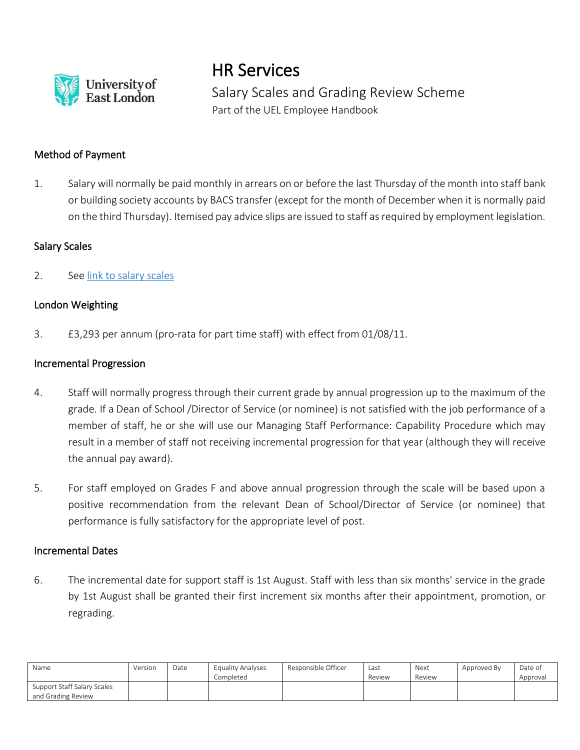# HR Services

## Salary Scales and Grading Review Scheme

Part of the UEL Employee Handbook

### Method of Payment

1. Salary will normally be paid monthly in arrears on or before the last Thursday of the month into staff bank or building society accounts by BACS transfer (except for the month of December when it is normally paid on the third Thursday). Itemised pay advice slips are issued to staff as required by employment legislation.

### Salary Scales

2. See link to salary scales

### London Weighting

3. £3,293 per annum (pro-rata for part time staff) with effect from 01/08/11.

### Incremental Progression

4. Staff will normally progress through their current grade by annual progression up to the maximum of the grade. If a Dean of School /Director of Service (or nominee) is not satisfied with the job performance of a member of staff, he or she will use our Managing Staff Performance: Capability Procedure which may result in a member of staff not receiving incremental progression for that year (although they will receive the annual pay award).

5. For staff employed on Grades F and above annual progression through the scale will be based upon a positive recommendation from the relevant Dean of School/Director of Service (or nominee) that performance is fully satisfactory for the appropriate level of post.

### Incremental Dates

6. The incremental date for support staff is 1st August. Staff with less than six months' service in the grade by 1st August shall be granted their first increment six months after their appointment, promotion, or regrading.

| Name | Version | Date | Equality Analyses Completed | Responsible Officer | Last Review | Next Review | Approved By | Date of Approval |
|---|---|---|---|---|---|---|---|---|
| Support Staff Salary Scales and Grading Review | | | | | | | | |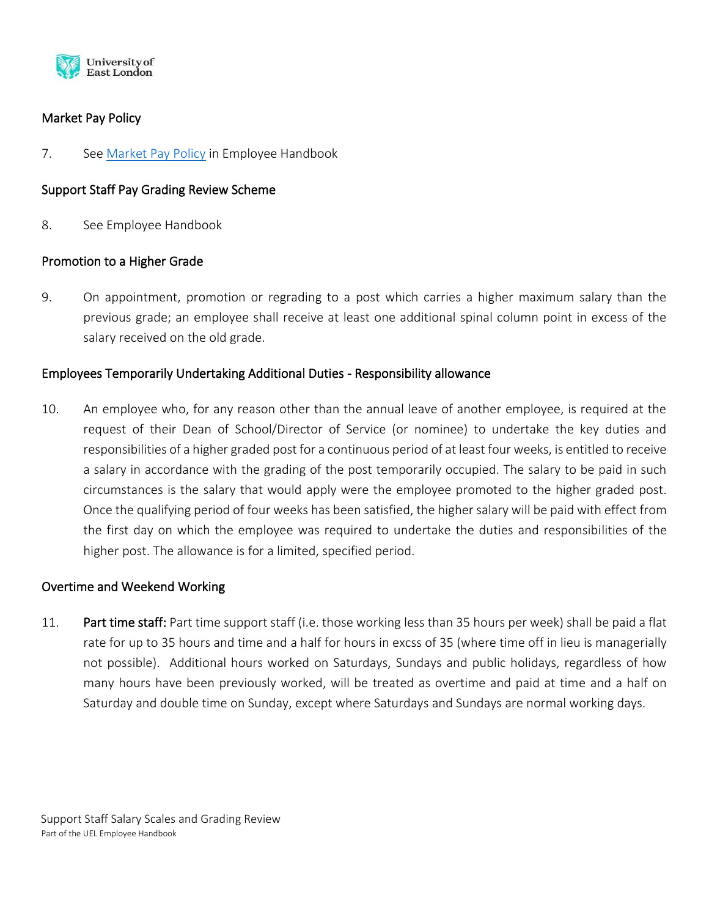## Market Pay Policy

7. See [Market Pay Policy](#) in Employee Handbook

## Support Staff Pay Grading Review Scheme

8. See Employee Handbook

## Promotion to a Higher Grade

9. On appointment, promotion or regrading to a post which carries a higher maximum salary than the previous grade; an employee shall receive at least one additional spinal column point in excess of the salary received on the old grade.

## Employees Temporarily Undertaking Additional Duties - Responsibility allowance

10. An employee who, for any reason other than the annual leave of another employee, is required at the request of their Dean of School/Director of Service (or nominee) to undertake the key duties and responsibilities of a higher graded post for a continuous period of at least four weeks, is entitled to receive a salary in accordance with the grading of the post temporarily occupied. The salary to be paid in such circumstances is the salary that would apply were the employee promoted to the higher graded post. Once the qualifying period of four weeks has been satisfied, the higher salary will be paid with effect from the first day on which the employee was required to undertake the duties and responsibilities of the higher post. The allowance is for a limited, specified period.

## Overtime and Weekend Working

11. **Part time staff:** Part time support staff (i.e. those working less than 35 hours per week) shall be paid a flat rate for up to 35 hours and time and a half for hours in excss of 35 (where time off in lieu is managerially not possible). Additional hours worked on Saturdays, Sundays and public holidays, regardless of how many hours have been previously worked, will be treated as overtime and paid at time and a half on Saturday and double time on Sunday, except where Saturdays and Sundays are normal working days.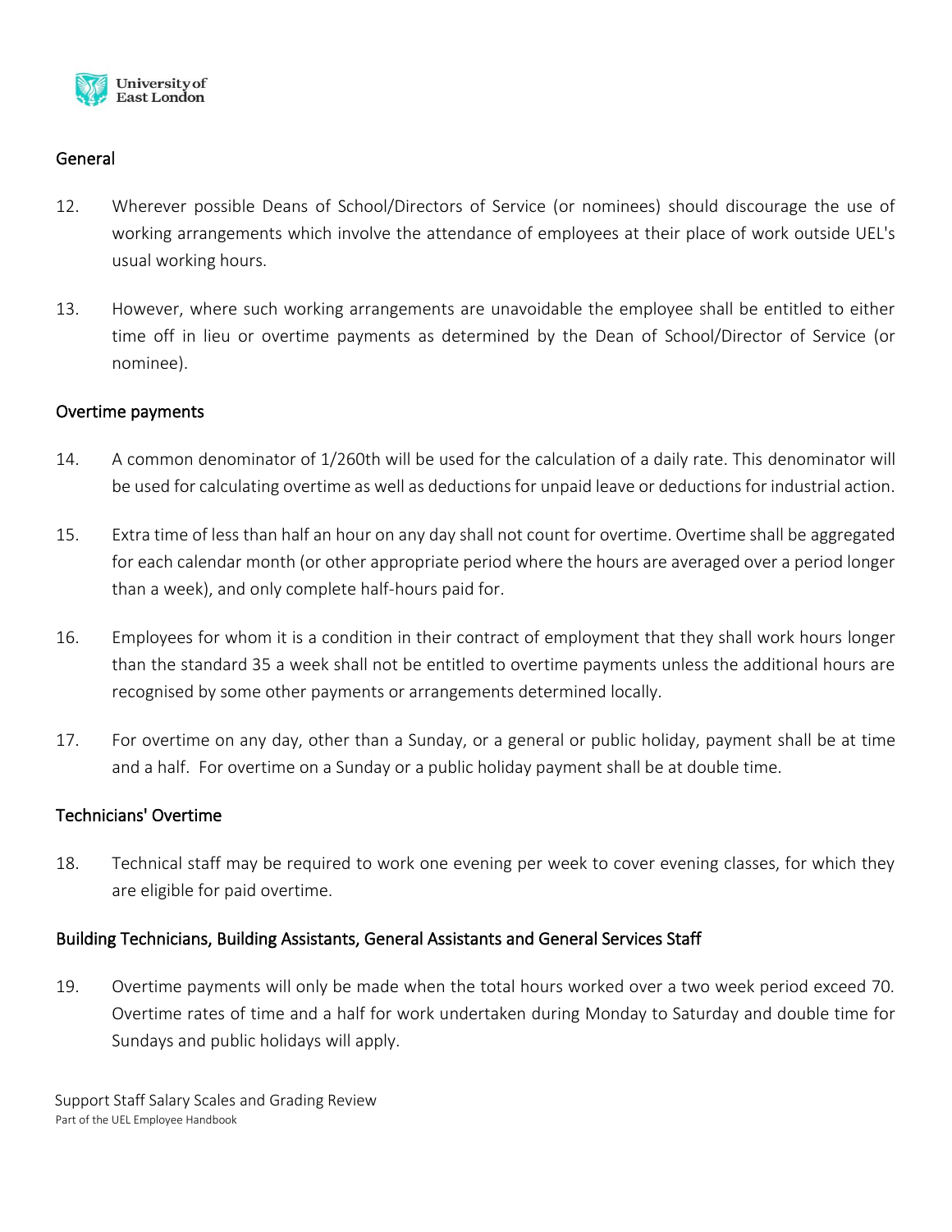## General

12. Wherever possible Deans of School/Directors of Service (or nominees) should discourage the use of working arrangements which involve the attendance of employees at their place of work outside UEL's usual working hours.

13. However, where such working arrangements are unavoidable the employee shall be entitled to either time off in lieu or overtime payments as determined by the Dean of School/Director of Service (or nominee).

## Overtime payments

14. A common denominator of 1/260th will be used for the calculation of a daily rate. This denominator will be used for calculating overtime as well as deductions for unpaid leave or deductions for industrial action.

15. Extra time of less than half an hour on any day shall not count for overtime. Overtime shall be aggregated for each calendar month (or other appropriate period where the hours are averaged over a period longer than a week), and only complete half-hours paid for.

16. Employees for whom it is a condition in their contract of employment that they shall work hours longer than the standard 35 a week shall not be entitled to overtime payments unless the additional hours are recognised by some other payments or arrangements determined locally.

17. For overtime on any day, other than a Sunday, or a general or public holiday, payment shall be at time and a half. For overtime on a Sunday or a public holiday payment shall be at double time.

## Technicians' Overtime

18. Technical staff may be required to work one evening per week to cover evening classes, for which they are eligible for paid overtime.

## Building Technicians, Building Assistants, General Assistants and General Services Staff

19. Overtime payments will only be made when the total hours worked over a two week period exceed 70. Overtime rates of time and a half for work undertaken during Monday to Saturday and double time for Sundays and public holidays will apply.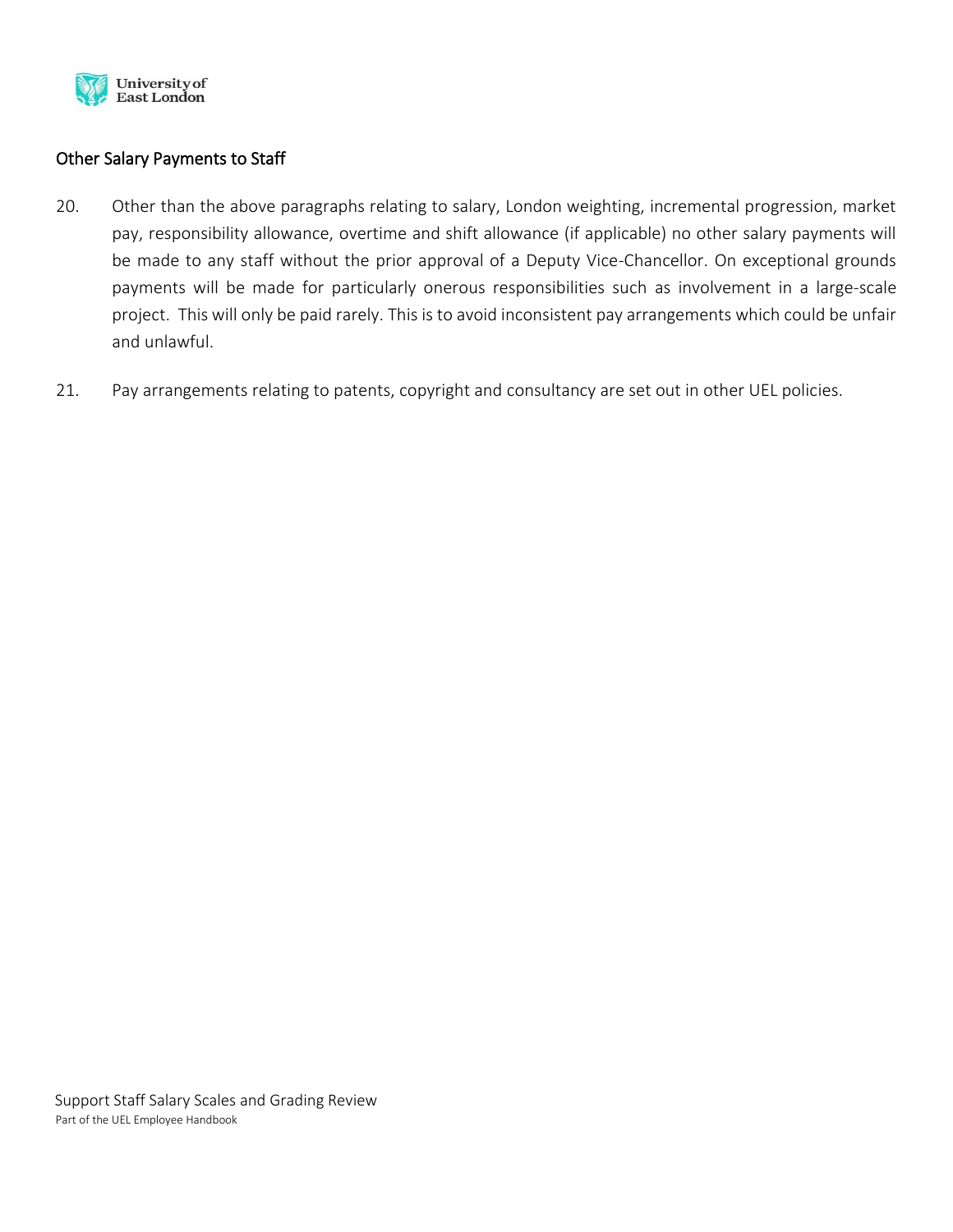## Other Salary Payments to Staff

20. Other than the above paragraphs relating to salary, London weighting, incremental progression, market pay, responsibility allowance, overtime and shift allowance (if applicable) no other salary payments will be made to any staff without the prior approval of a Deputy Vice-Chancellor. On exceptional grounds payments will be made for particularly onerous responsibilities such as involvement in a large-scale project. This will only be paid rarely. This is to avoid inconsistent pay arrangements which could be unfair and unlawful.

21. Pay arrangements relating to patents, copyright and consultancy are set out in other UEL policies.